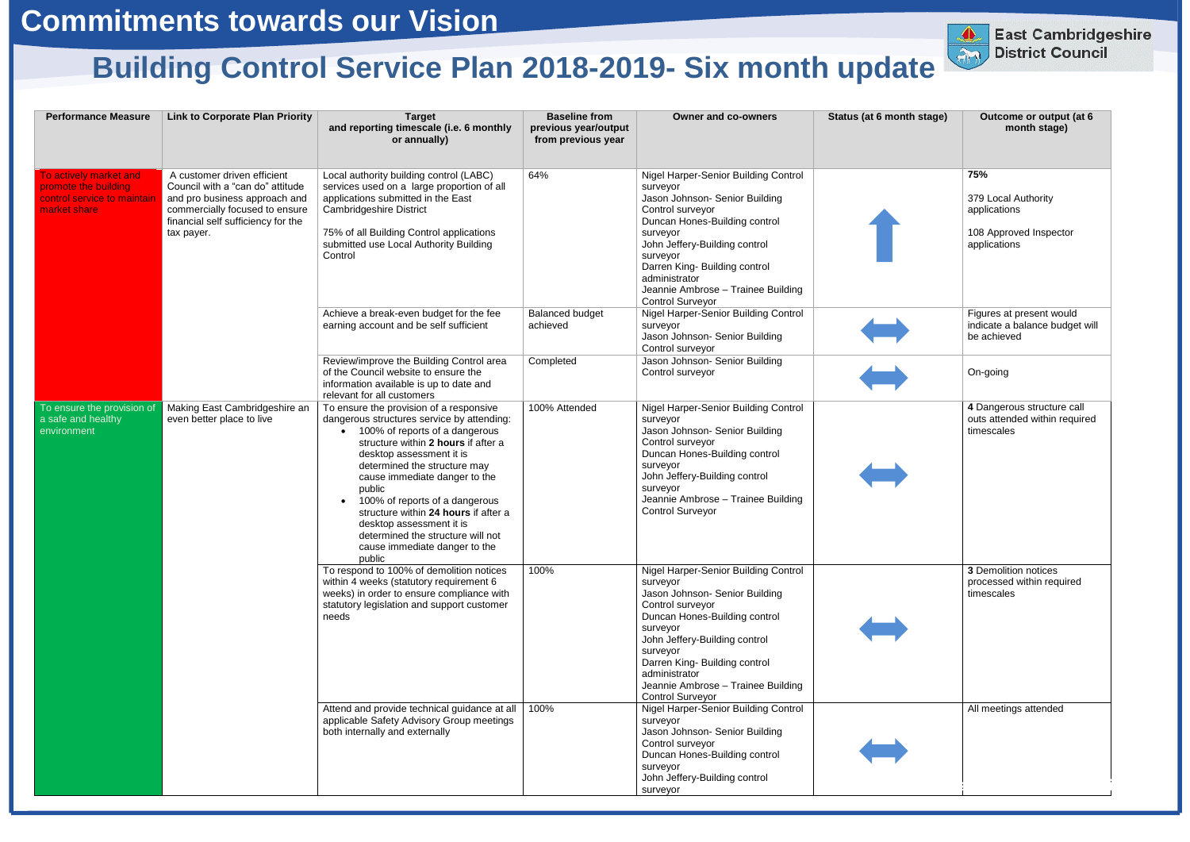# Commitments towards our Vision

## Building Control Service Plan 2018-2019- Six month update

East Cambridgeshire District Council

| Performance Measure | Link to Corporate Plan Priority | Target and reporting timescale (i.e. 6 monthly or annually) | Baseline from previous year/output from previous year | Owner and co-owners | Status (at 6 month stage) | Outcome or output (at 6 month stage) |
|---|---|---|---|---|---|---|
| To actively market and promote the building control service to maintain market share | A customer driven efficient Council with a "can do" attitude and pro business approach and commercially focused to ensure financial self sufficiency for the tax payer. | Local authority building control (LABC) services used on a large proportion of all applications submitted in the East Cambridgeshire District<br><br>75% of all Building Control applications submitted use Local Authority Building Control | 64% | Nigel Harper-Senior Building Control surveyor<br>Jason Johnson- Senior Building Control surveyor<br>Duncan Hones-Building control surveyor<br>John Jeffery-Building control surveyor<br>Darren King- Building control administrator<br>Jeannie Ambrose – Trainee Building Control Surveyor | ↑ | **75%**<br><br>379 Local Authority applications<br><br>108 Approved Inspector applications |
| | | Achieve a break-even budget for the fee earning account and be self sufficient | Balanced budget achieved | Nigel Harper-Senior Building Control surveyor<br>Jason Johnson- Senior Building Control surveyor | ↔ | Figures at present would indicate a balance budget will be achieved |
| | | Review/improve the Building Control area of the Council website to ensure the information available is up to date and relevant for all customers | Completed | Jason Johnson- Senior Building Control surveyor | ↔ | On-going |
| To ensure the provision of a safe and healthy environment | Making East Cambridgeshire an even better place to live | To ensure the provision of a responsive dangerous structures service by attending:<br>• 100% of reports of a dangerous structure within **2 hours** if after a desktop assessment it is determined the structure may cause immediate danger to the public<br>• 100% of reports of a dangerous structure within **24 hours** if after a desktop assessment it is determined the structure will not cause immediate danger to the public | 100% Attended | Nigel Harper-Senior Building Control surveyor<br>Jason Johnson- Senior Building Control surveyor<br>Duncan Hones-Building control surveyor<br>John Jeffery-Building control surveyor<br>Jeannie Ambrose – Trainee Building Control Surveyor | ↔ | **4** Dangerous structure call outs attended within required timescales |
| | | To respond to 100% of demolition notices within 4 weeks (statutory requirement 6 weeks) in order to ensure compliance with statutory legislation and support customer needs | 100% | Nigel Harper-Senior Building Control surveyor<br>Jason Johnson- Senior Building Control surveyor<br>Duncan Hones-Building control surveyor<br>John Jeffery-Building control surveyor<br>Darren King- Building control administrator<br>Jeannie Ambrose – Trainee Building Control Surveyor | ↔ | **3** Demolition notices processed within required timescales |
| | | Attend and provide technical guidance at all applicable Safety Advisory Group meetings both internally and externally | 100% | Nigel Harper-Senior Building Control surveyor<br>Jason Johnson- Senior Building Control surveyor<br>Duncan Hones-Building control surveyor<br>John Jeffery-Building control surveyor | ↔ | All meetings attended |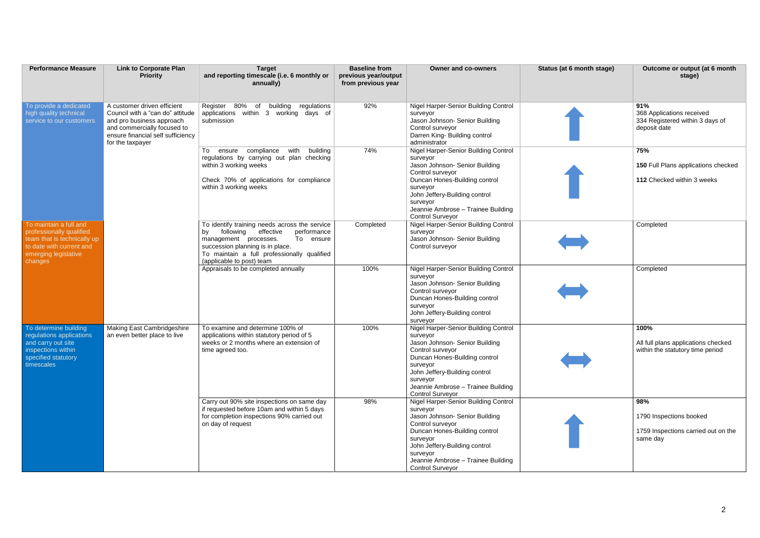| Performance Measure | Link to Corporate Plan Priority | Target and reporting timescale (i.e. 6 monthly or annually) | Baseline from previous year/output from previous year | Owner and co-owners | Status (at 6 month stage) | Outcome or output (at 6 month stage) |
|---|---|---|---|---|---|---|
| To provide a dedicated high quality technical service to our customers | A customer driven efficient Council with a "can do" attitude and pro business approach and commercially focused to ensure financial self sufficiency for the taxpayer | Register 80% of building regulations applications within 3 working days of submission | 92% | Nigel Harper-Senior Building Control surveyor<br>Jason Johnson- Senior Building Control surveyor<br>Darren King- Building control administrator | ⬆ | **91%**<br>368 Applications received<br>334 Registered within 3 days of deposit date |
| | | To ensure compliance with building regulations by carrying out plan checking within 3 working weeks<br><br>Check 70% of applications for compliance within 3 working weeks | 74% | Nigel Harper-Senior Building Control surveyor<br>Jason Johnson- Senior Building Control surveyor<br>Duncan Hones-Building control surveyor<br>John Jeffery-Building control surveyor<br>Jeannie Ambrose – Trainee Building Control Surveyor | ⬆ | **75%**<br><br>**150** Full Plans applications checked<br><br>**112** Checked within 3 weeks |
| To maintain a full and professionally qualified team that is technically up to date with current and emerging legislative changes | | To identify training needs across the service by following effective performance management processes. To ensure succession planning is in place.<br>To maintain a full professionally qualified (applicable to post) team | Completed | Nigel Harper-Senior Building Control surveyor<br>Jason Johnson- Senior Building Control surveyor | ⬌ | Completed |
| | | Appraisals to be completed annually | 100% | Nigel Harper-Senior Building Control surveyor<br>Jason Johnson- Senior Building Control surveyor<br>Duncan Hones-Building control surveyor<br>John Jeffery-Building control surveyor | ⬌ | Completed |
| To determine building regulations applications and carry out site inspections within specified statutory timescales | Making East Cambridgeshire an even better place to live | To examine and determine 100% of applications within statutory period of 5 weeks or 2 months where an extension of time agreed too. | 100% | Nigel Harper-Senior Building Control surveyor<br>Jason Johnson- Senior Building Control surveyor<br>Duncan Hones-Building control surveyor<br>John Jeffery-Building control surveyor<br>Jeannie Ambrose – Trainee Building Control Surveyor | ⬌ | **100%**<br><br>All full plans applications checked within the statutory time period |
| | | Carry out 90% site inspections on same day if requested before 10am and within 5 days for completion inspections 90% carried out on day of request | 98% | Nigel Harper-Senior Building Control surveyor<br>Jason Johnson- Senior Building Control surveyor<br>Duncan Hones-Building control surveyor<br>John Jeffery-Building control surveyor<br>Jeannie Ambrose – Trainee Building Control Surveyor | ⬆ | **98%**<br><br>1790 Inspections booked<br><br>1759 Inspections carried out on the same day |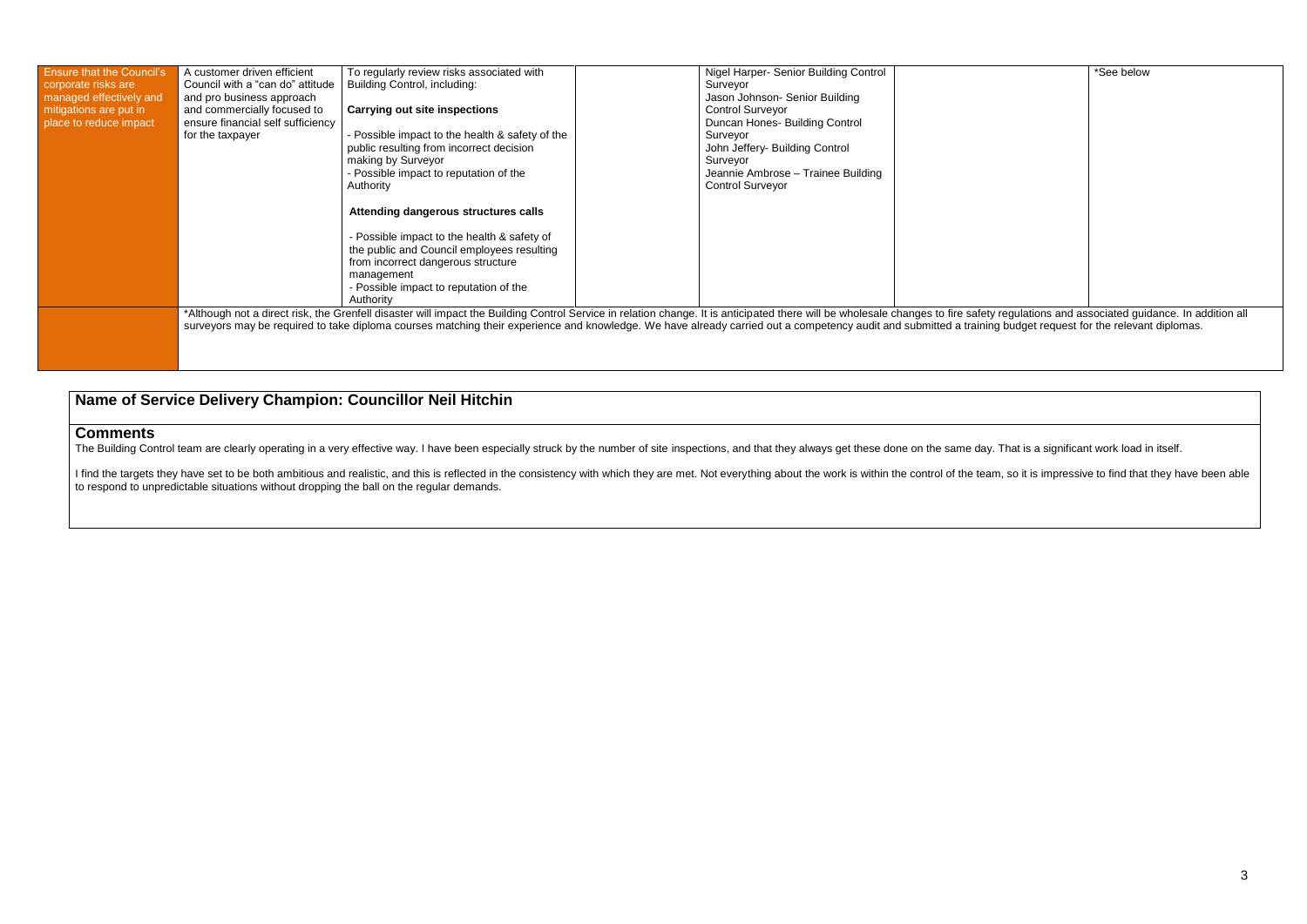| | | | | | | |
|---|---|---|---|---|---|---|
| Ensure that the Council's corporate risks are managed effectively and mitigations are put in place to reduce impact | A customer driven efficient Council with a "can do" attitude and pro business approach and commercially focused to ensure financial self sufficiency for the taxpayer | To regularly review risks associated with Building Control, including:<br><br>**Carrying out site inspections**<br><br>- Possible impact to the health & safety of the public resulting from incorrect decision making by Surveyor<br>- Possible impact to reputation of the Authority<br><br>**Attending dangerous structures calls**<br><br>- Possible impact to the health & safety of the public and Council employees resulting from incorrect dangerous structure management<br>- Possible impact to reputation of the Authority | | Nigel Harper- Senior Building Control Surveyor<br>Jason Johnson- Senior Building Control Surveyor<br>Duncan Hones- Building Control Surveyor<br>John Jeffery- Building Control Surveyor<br>Jeannie Ambrose – Trainee Building Control Surveyor | | *See below |
| | *Although not a direct risk, the Grenfell disaster will impact the Building Control Service in relation change. It is anticipated there will be wholesale changes to fire safety regulations and associated guidance. In addition all surveyors may be required to take diploma courses matching their experience and knowledge. We have already carried out a competency audit and submitted a training budget request for the relevant diplomas. | | | | | |

## Name of Service Delivery Champion: Councillor Neil Hitchin

## Comments

The Building Control team are clearly operating in a very effective way. I have been especially struck by the number of site inspections, and that they always get these done on the same day. That is a significant work load in itself.

I find the targets they have set to be both ambitious and realistic, and this is reflected in the consistency with which they are met. Not everything about the work is within the control of the team, so it is impressive to find that they have been able to respond to unpredictable situations without dropping the ball on the regular demands.